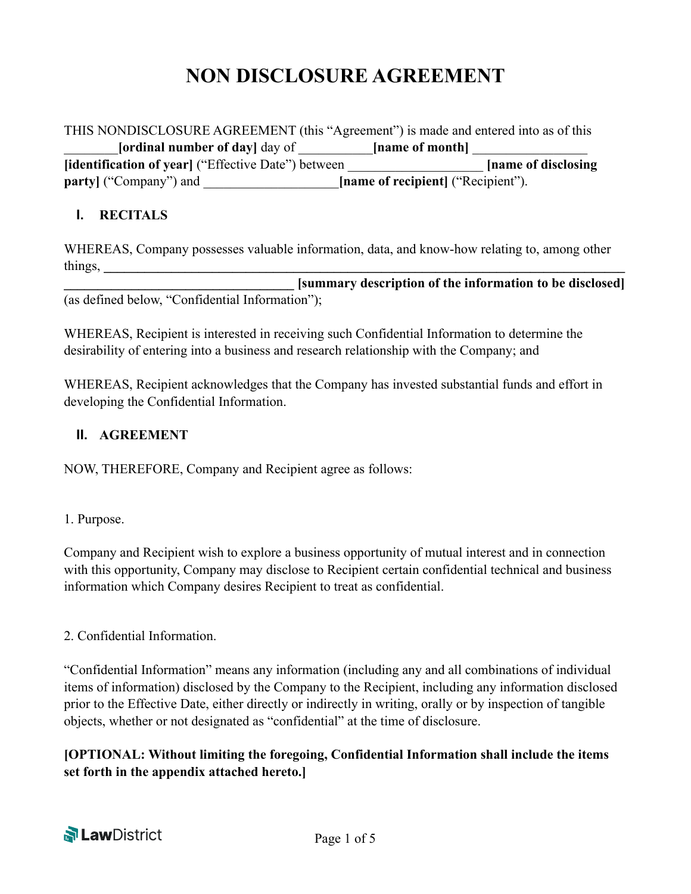# NON DISCLOSURE AGREEMENT

THIS NONDISCLOSURE AGREEMENT (this "Agreement") is made and entered into as of this ________**[ordinal number of day]** day of ___________**[name of month]** _________________ **[identification of year]** ("Effective Date") between ____________________ **[name of disclosing party]** ("Company") and ____________________**[name of recipient]** ("Recipient").

## I. RECITALS

WHEREAS, Company possesses valuable information, data, and know-how relating to, among other things, **________________________________________________________________________________ __________________________________ [summary description of the information to be disclosed]** (as defined below, "Confidential Information");

WHEREAS, Recipient is interested in receiving such Confidential Information to determine the desirability of entering into a business and research relationship with the Company; and

WHEREAS, Recipient acknowledges that the Company has invested substantial funds and effort in developing the Confidential Information.

## II. AGREEMENT

NOW, THEREFORE, Company and Recipient agree as follows:

1. Purpose.

Company and Recipient wish to explore a business opportunity of mutual interest and in connection with this opportunity, Company may disclose to Recipient certain confidential technical and business information which Company desires Recipient to treat as confidential.

2. Confidential Information.

"Confidential Information" means any information (including any and all combinations of individual items of information) disclosed by the Company to the Recipient, including any information disclosed prior to the Effective Date, either directly or indirectly in writing, orally or by inspection of tangible objects, whether or not designated as "confidential" at the time of disclosure.

**[OPTIONAL: Without limiting the foregoing, Confidential Information shall include the items set forth in the appendix attached hereto.]**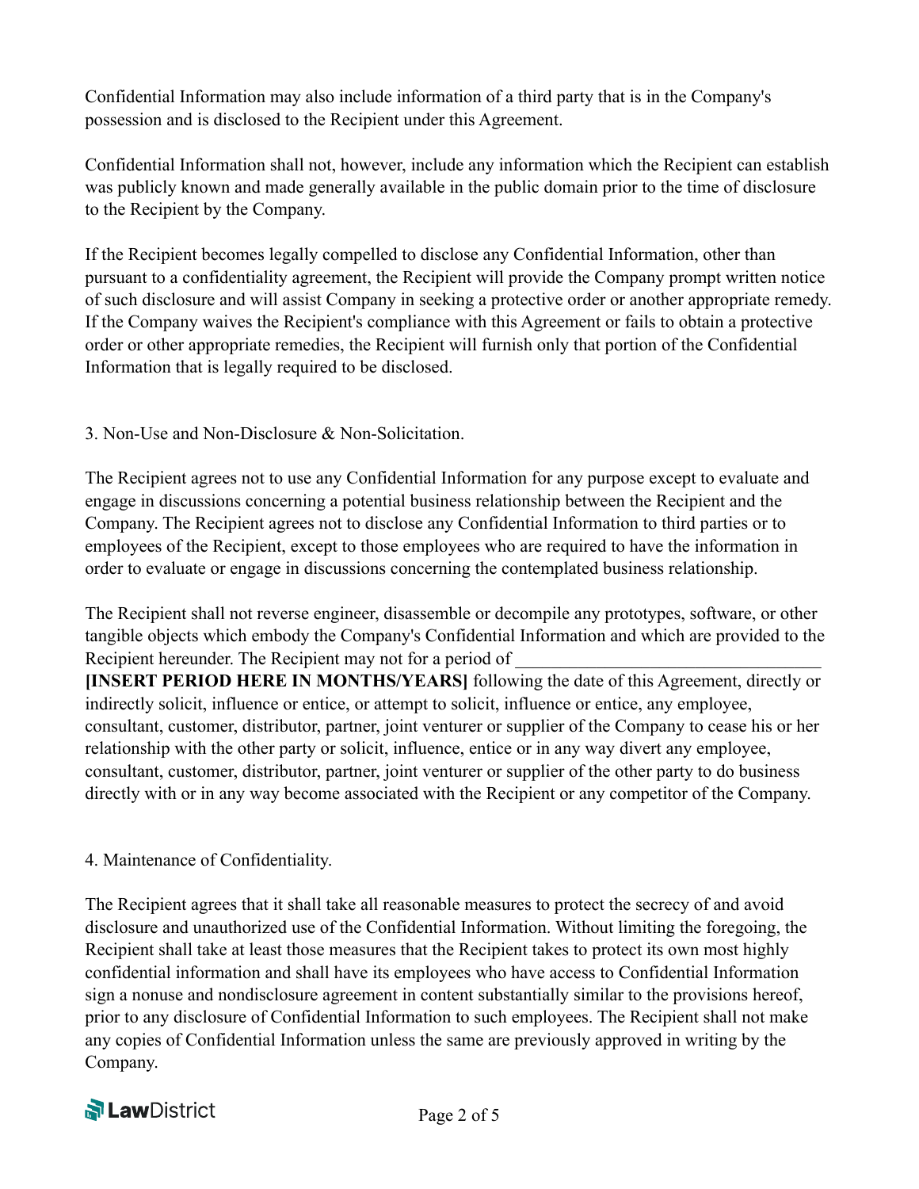Confidential Information may also include information of a third party that is in the Company's possession and is disclosed to the Recipient under this Agreement.

Confidential Information shall not, however, include any information which the Recipient can establish was publicly known and made generally available in the public domain prior to the time of disclosure to the Recipient by the Company.

If the Recipient becomes legally compelled to disclose any Confidential Information, other than pursuant to a confidentiality agreement, the Recipient will provide the Company prompt written notice of such disclosure and will assist Company in seeking a protective order or another appropriate remedy. If the Company waives the Recipient's compliance with this Agreement or fails to obtain a protective order or other appropriate remedies, the Recipient will furnish only that portion of the Confidential Information that is legally required to be disclosed.

3. Non-Use and Non-Disclosure & Non-Solicitation.

The Recipient agrees not to use any Confidential Information for any purpose except to evaluate and engage in discussions concerning a potential business relationship between the Recipient and the Company. The Recipient agrees not to disclose any Confidential Information to third parties or to employees of the Recipient, except to those employees who are required to have the information in order to evaluate or engage in discussions concerning the contemplated business relationship.

The Recipient shall not reverse engineer, disassemble or decompile any prototypes, software, or other tangible objects which embody the Company's Confidential Information and which are provided to the Recipient hereunder. The Recipient may not for a period of ________________________________ **[INSERT PERIOD HERE IN MONTHS/YEARS]** following the date of this Agreement, directly or indirectly solicit, influence or entice, or attempt to solicit, influence or entice, any employee, consultant, customer, distributor, partner, joint venturer or supplier of the Company to cease his or her relationship with the other party or solicit, influence, entice or in any way divert any employee, consultant, customer, distributor, partner, joint venturer or supplier of the other party to do business directly with or in any way become associated with the Recipient or any competitor of the Company.

4. Maintenance of Confidentiality.

The Recipient agrees that it shall take all reasonable measures to protect the secrecy of and avoid disclosure and unauthorized use of the Confidential Information. Without limiting the foregoing, the Recipient shall take at least those measures that the Recipient takes to protect its own most highly confidential information and shall have its employees who have access to Confidential Information sign a nonuse and nondisclosure agreement in content substantially similar to the provisions hereof, prior to any disclosure of Confidential Information to such employees. The Recipient shall not make any copies of Confidential Information unless the same are previously approved in writing by the Company.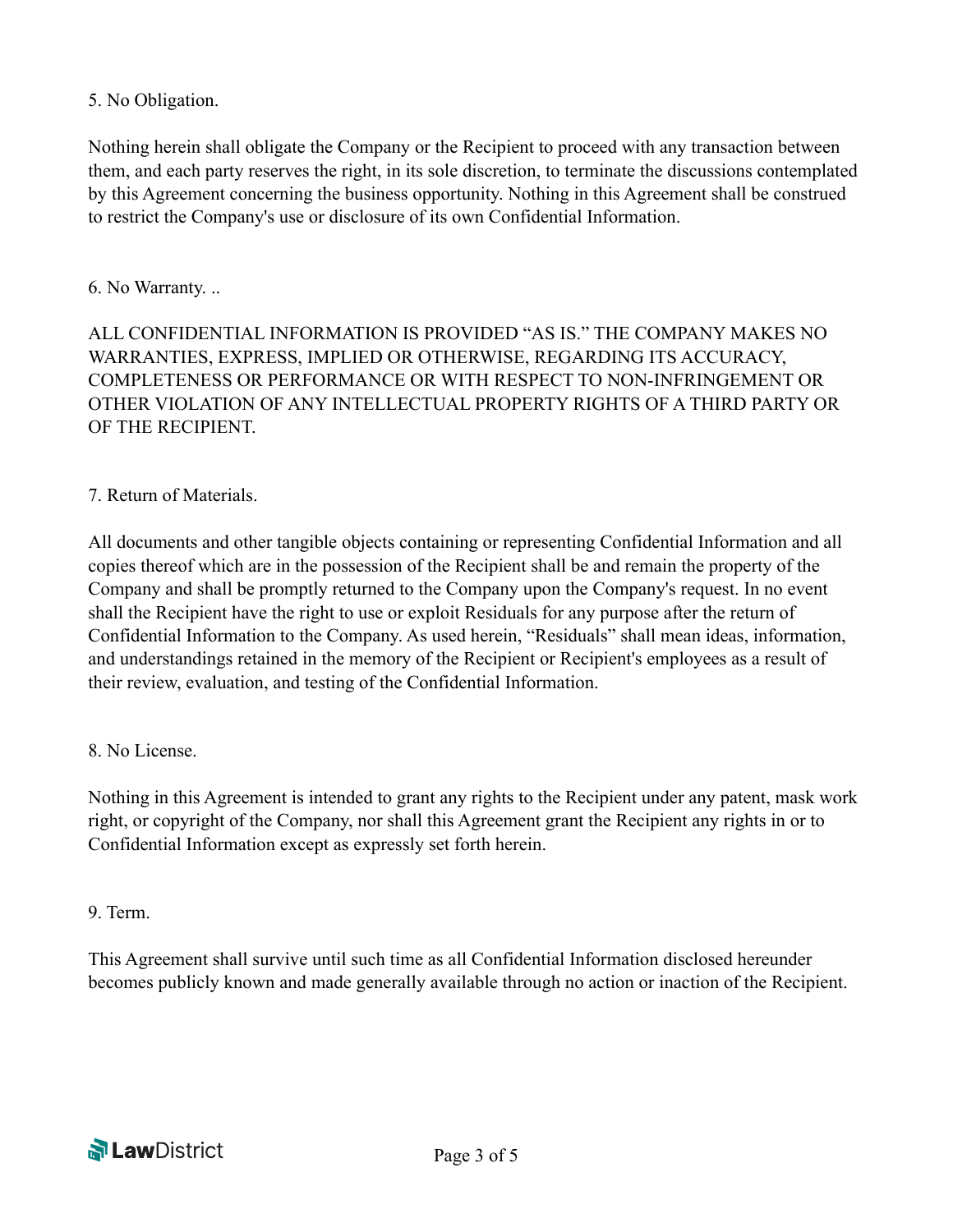5. No Obligation.

Nothing herein shall obligate the Company or the Recipient to proceed with any transaction between them, and each party reserves the right, in its sole discretion, to terminate the discussions contemplated by this Agreement concerning the business opportunity. Nothing in this Agreement shall be construed to restrict the Company's use or disclosure of its own Confidential Information.

6. No Warranty. ..

ALL CONFIDENTIAL INFORMATION IS PROVIDED "AS IS." THE COMPANY MAKES NO WARRANTIES, EXPRESS, IMPLIED OR OTHERWISE, REGARDING ITS ACCURACY, COMPLETENESS OR PERFORMANCE OR WITH RESPECT TO NON-INFRINGEMENT OR OTHER VIOLATION OF ANY INTELLECTUAL PROPERTY RIGHTS OF A THIRD PARTY OR OF THE RECIPIENT.

7. Return of Materials.

All documents and other tangible objects containing or representing Confidential Information and all copies thereof which are in the possession of the Recipient shall be and remain the property of the Company and shall be promptly returned to the Company upon the Company's request. In no event shall the Recipient have the right to use or exploit Residuals for any purpose after the return of Confidential Information to the Company. As used herein, "Residuals" shall mean ideas, information, and understandings retained in the memory of the Recipient or Recipient's employees as a result of their review, evaluation, and testing of the Confidential Information.

8. No License.

Nothing in this Agreement is intended to grant any rights to the Recipient under any patent, mask work right, or copyright of the Company, nor shall this Agreement grant the Recipient any rights in or to Confidential Information except as expressly set forth herein.

9. Term.

This Agreement shall survive until such time as all Confidential Information disclosed hereunder becomes publicly known and made generally available through no action or inaction of the Recipient.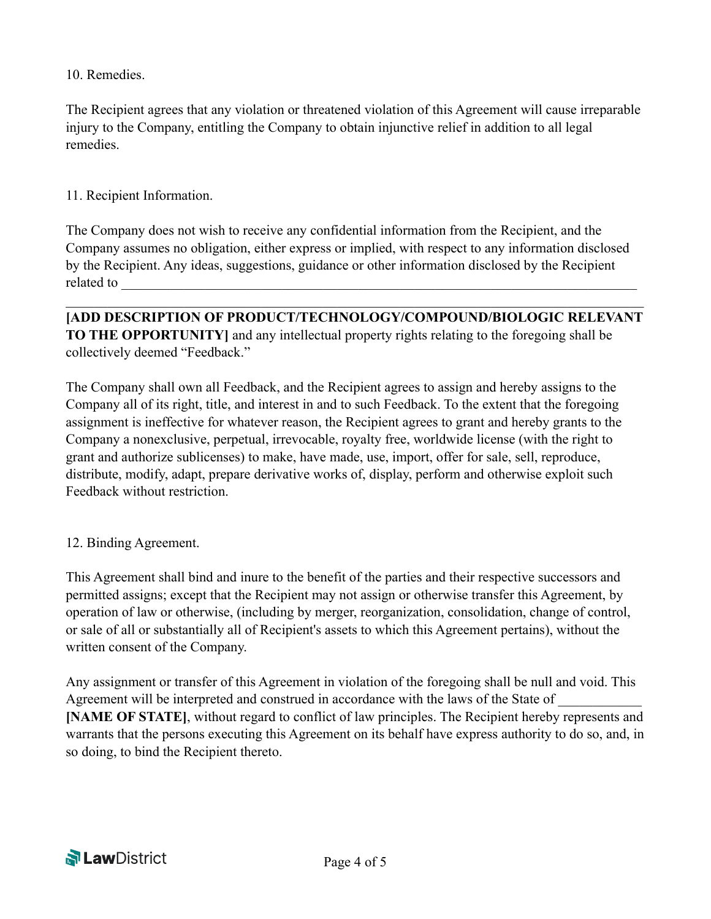10. Remedies.

The Recipient agrees that any violation or threatened violation of this Agreement will cause irreparable injury to the Company, entitling the Company to obtain injunctive relief in addition to all legal remedies.

11. Recipient Information.

The Company does not wish to receive any confidential information from the Recipient, and the Company assumes no obligation, either express or implied, with respect to any information disclosed by the Recipient. Any ideas, suggestions, guidance or other information disclosed by the Recipient related to ______________________________________________________________________________

______________________________________________________________________________

**[ADD DESCRIPTION OF PRODUCT/TECHNOLOGY/COMPOUND/BIOLOGIC RELEVANT TO THE OPPORTUNITY]** and any intellectual property rights relating to the foregoing shall be collectively deemed "Feedback."

The Company shall own all Feedback, and the Recipient agrees to assign and hereby assigns to the Company all of its right, title, and interest in and to such Feedback. To the extent that the foregoing assignment is ineffective for whatever reason, the Recipient agrees to grant and hereby grants to the Company a nonexclusive, perpetual, irrevocable, royalty free, worldwide license (with the right to grant and authorize sublicenses) to make, have made, use, import, offer for sale, sell, reproduce, distribute, modify, adapt, prepare derivative works of, display, perform and otherwise exploit such Feedback without restriction.

12. Binding Agreement.

This Agreement shall bind and inure to the benefit of the parties and their respective successors and permitted assigns; except that the Recipient may not assign or otherwise transfer this Agreement, by operation of law or otherwise, (including by merger, reorganization, consolidation, change of control, or sale of all or substantially all of Recipient's assets to which this Agreement pertains), without the written consent of the Company.

Any assignment or transfer of this Agreement in violation of the foregoing shall be null and void. This Agreement will be interpreted and construed in accordance with the laws of the State of ____________ **[NAME OF STATE]**, without regard to conflict of law principles. The Recipient hereby represents and warrants that the persons executing this Agreement on its behalf have express authority to do so, and, in so doing, to bind the Recipient thereto.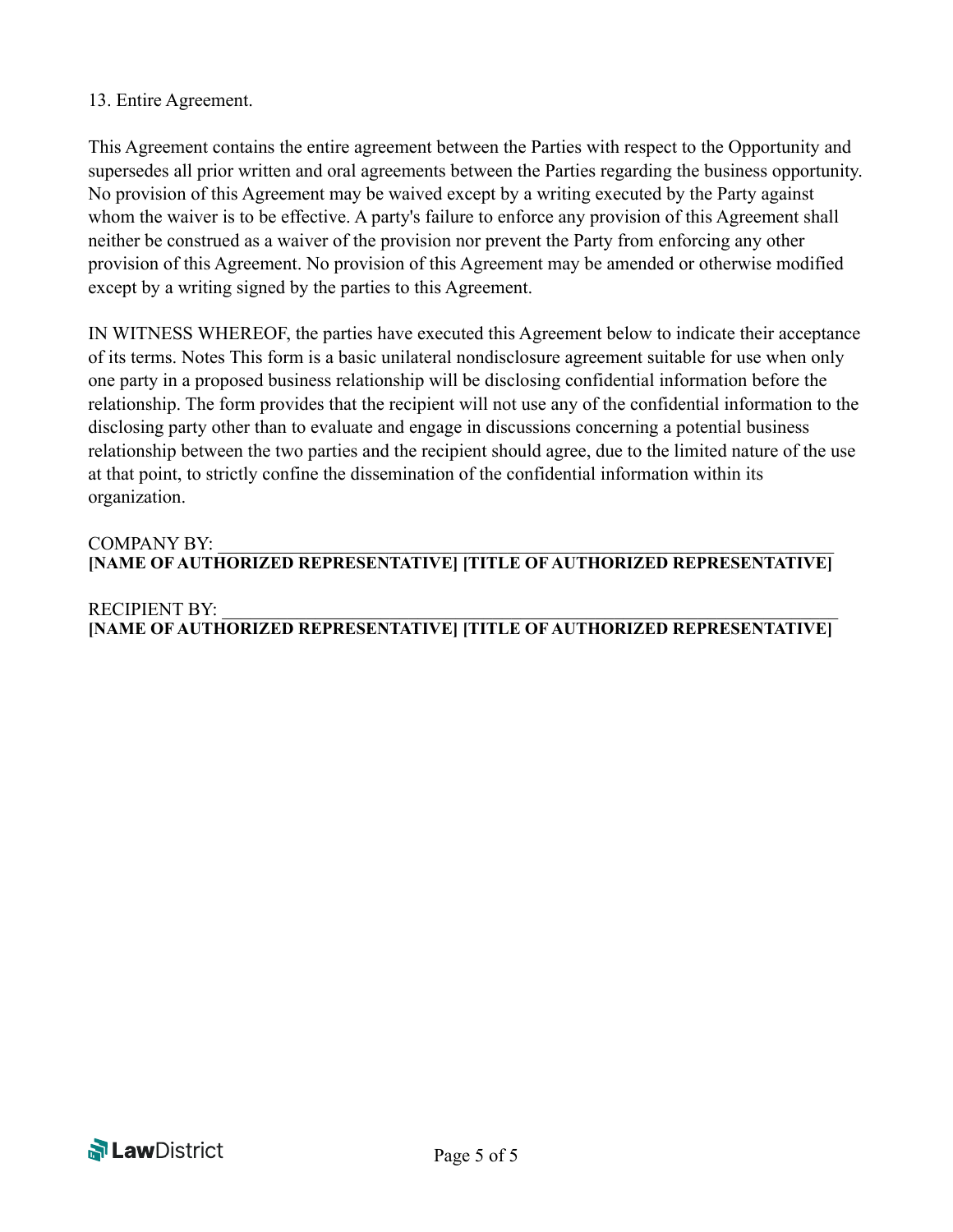13. Entire Agreement.

This Agreement contains the entire agreement between the Parties with respect to the Opportunity and supersedes all prior written and oral agreements between the Parties regarding the business opportunity. No provision of this Agreement may be waived except by a writing executed by the Party against whom the waiver is to be effective. A party's failure to enforce any provision of this Agreement shall neither be construed as a waiver of the provision nor prevent the Party from enforcing any other provision of this Agreement. No provision of this Agreement may be amended or otherwise modified except by a writing signed by the parties to this Agreement.

IN WITNESS WHEREOF, the parties have executed this Agreement below to indicate their acceptance of its terms. Notes This form is a basic unilateral nondisclosure agreement suitable for use when only one party in a proposed business relationship will be disclosing confidential information before the relationship. The form provides that the recipient will not use any of the confidential information to the disclosing party other than to evaluate and engage in discussions concerning a potential business relationship between the two parties and the recipient should agree, due to the limited nature of the use at that point, to strictly confine the dissemination of the confidential information within its organization.

COMPANY BY: ______________________________________________________________________
**[NAME OF AUTHORIZED REPRESENTATIVE] [TITLE OF AUTHORIZED REPRESENTATIVE]**

RECIPIENT BY: ______________________________________________________________________
**[NAME OF AUTHORIZED REPRESENTATIVE] [TITLE OF AUTHORIZED REPRESENTATIVE]**